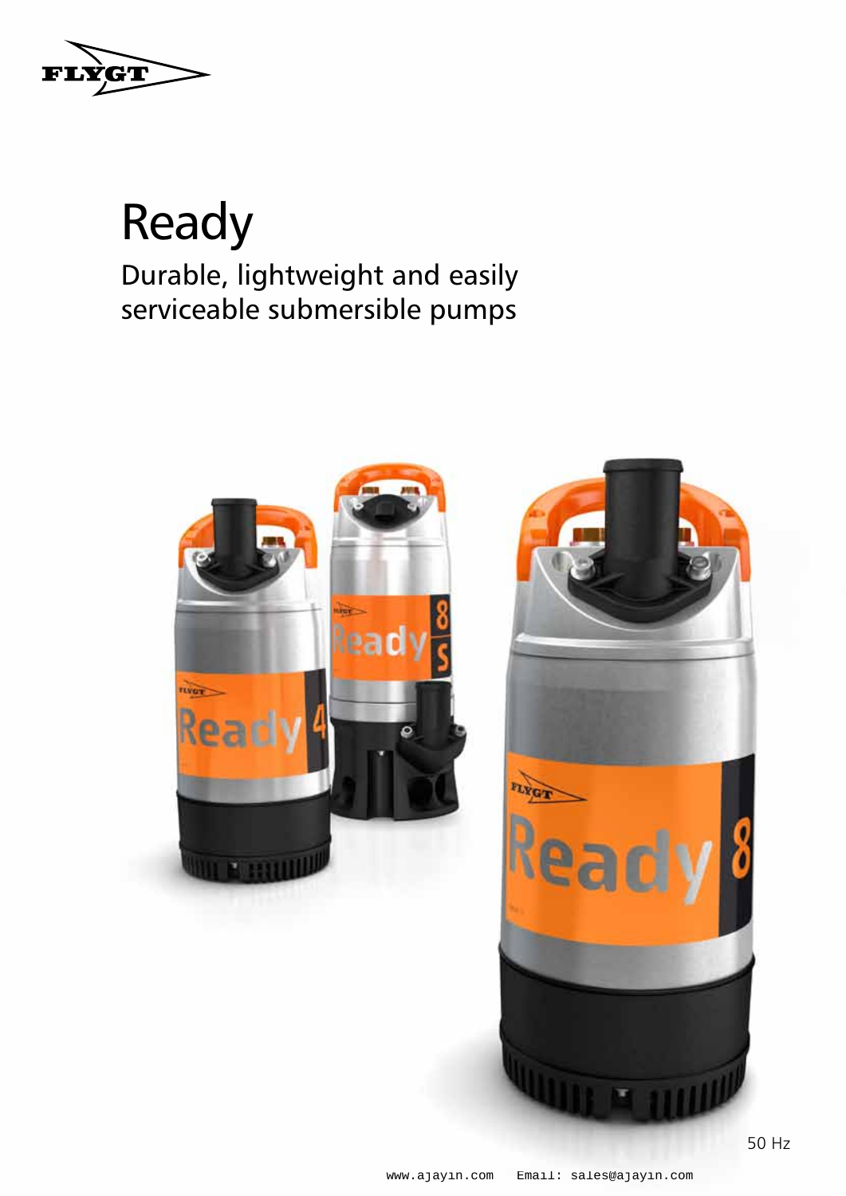# Ready

## Durable, lightweight and easily serviceable submersible pumps

50 Hz

www.ajayin.com Email: sales@ajayin.com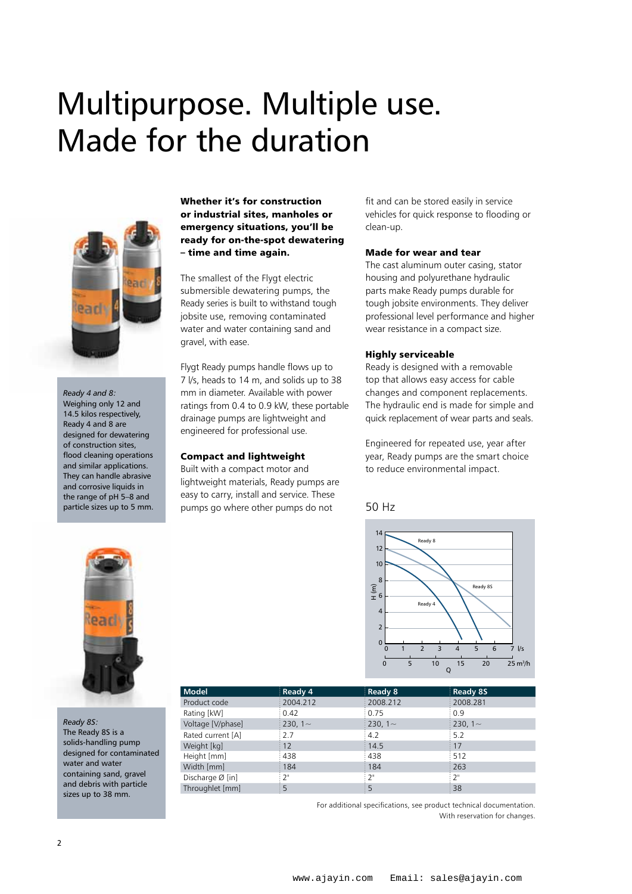# Multipurpose. Multiple use. Made for the duration

*Ready 4 and 8:*
Weighing only 12 and 14.5 kilos respectively, Ready 4 and 8 are designed for dewatering of construction sites, flood cleaning operations and similar applications. They can handle abrasive and corrosive liquids in the range of pH 5–8 and particle sizes up to 5 mm.

*Ready 8S:*
The Ready 8S is a solids-handling pump designed for contaminated water and water containing sand, gravel and debris with particle sizes up to 38 mm.

**Whether it's for construction or industrial sites, manholes or emergency situations, you'll be ready for on-the-spot dewatering – time and time again.**

The smallest of the Flygt electric submersible dewatering pumps, the Ready series is built to withstand tough jobsite use, removing contaminated water and water containing sand and gravel, with ease.

Flygt Ready pumps handle flows up to 7 l/s, heads to 14 m, and solids up to 38 mm in diameter. Available with power ratings from 0.4 to 0.9 kW, these portable drainage pumps are lightweight and engineered for professional use.

### Compact and lightweight

Built with a compact motor and lightweight materials, Ready pumps are easy to carry, install and service. These pumps go where other pumps do not fit and can be stored easily in service vehicles for quick response to flooding or clean-up.

### Made for wear and tear

The cast aluminum outer casing, stator housing and polyurethane hydraulic parts make Ready pumps durable for tough jobsite environments. They deliver professional level performance and higher wear resistance in a compact size.

### Highly serviceable

Ready is designed with a removable top that allows easy access for cable changes and component replacements. The hydraulic end is made for simple and quick replacement of wear parts and seals.

Engineered for repeated use, year after year, Ready pumps are the smart choice to reduce environmental impact.

50 Hz

| Model | Ready 4 | Ready 8 | Ready 8S |
|---|---|---|---|
| Product code | 2004.212 | 2008.212 | 2008.281 |
| Rating [kW] | 0.42 | 0.75 | 0.9 |
| Voltage [V/phase] | 230, 1~ | 230, 1~ | 230, 1~ |
| Rated current [A] | 2.7 | 4.2 | 5.2 |
| Weight [kg] | 12 | 14.5 | 17 |
| Height [mm] | 438 | 438 | 512 |
| Width [mm] | 184 | 184 | 263 |
| Discharge Ø [in] | 2" | 2" | 2" |
| Throughlet [mm] | 5 | 5 | 38 |

For additional specifications, see product technical documentation.
With reservation for changes.

www.ajayin.com Email: sales@ajayin.com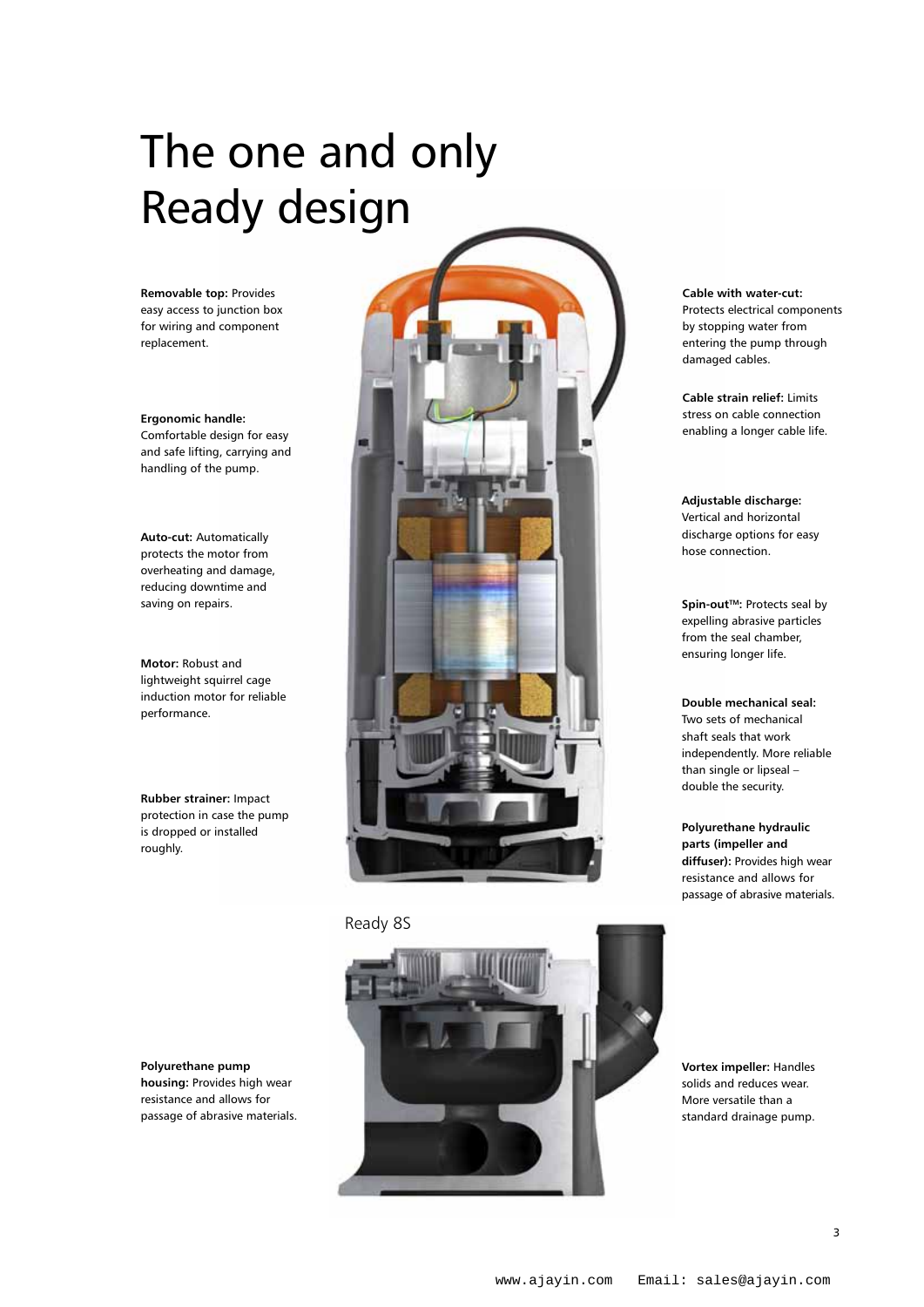# The one and only Ready design

**Removable top:** Provides easy access to junction box for wiring and component replacement.

**Ergonomic handle:** Comfortable design for easy and safe lifting, carrying and handling of the pump.

**Auto-cut:** Automatically protects the motor from overheating and damage, reducing downtime and saving on repairs.

**Motor:** Robust and lightweight squirrel cage induction motor for reliable performance.

**Rubber strainer:** Impact protection in case the pump is dropped or installed roughly.

**Cable with water-cut:** Protects electrical components by stopping water from entering the pump through damaged cables.

**Cable strain relief:** Limits stress on cable connection enabling a longer cable life.

**Adjustable discharge:** Vertical and horizontal discharge options for easy hose connection.

**Spin-out™:** Protects seal by expelling abrasive particles from the seal chamber, ensuring longer life.

**Double mechanical seal:** Two sets of mechanical shaft seals that work independently. More reliable than single or lipseal – double the security.

**Polyurethane hydraulic parts (impeller and diffuser):** Provides high wear resistance and allows for passage of abrasive materials.

Ready 8S

**Polyurethane pump housing:** Provides high wear resistance and allows for passage of abrasive materials.

**Vortex impeller:** Handles solids and reduces wear. More versatile than a standard drainage pump.

www.ajayin.com Email: sales@ajayin.com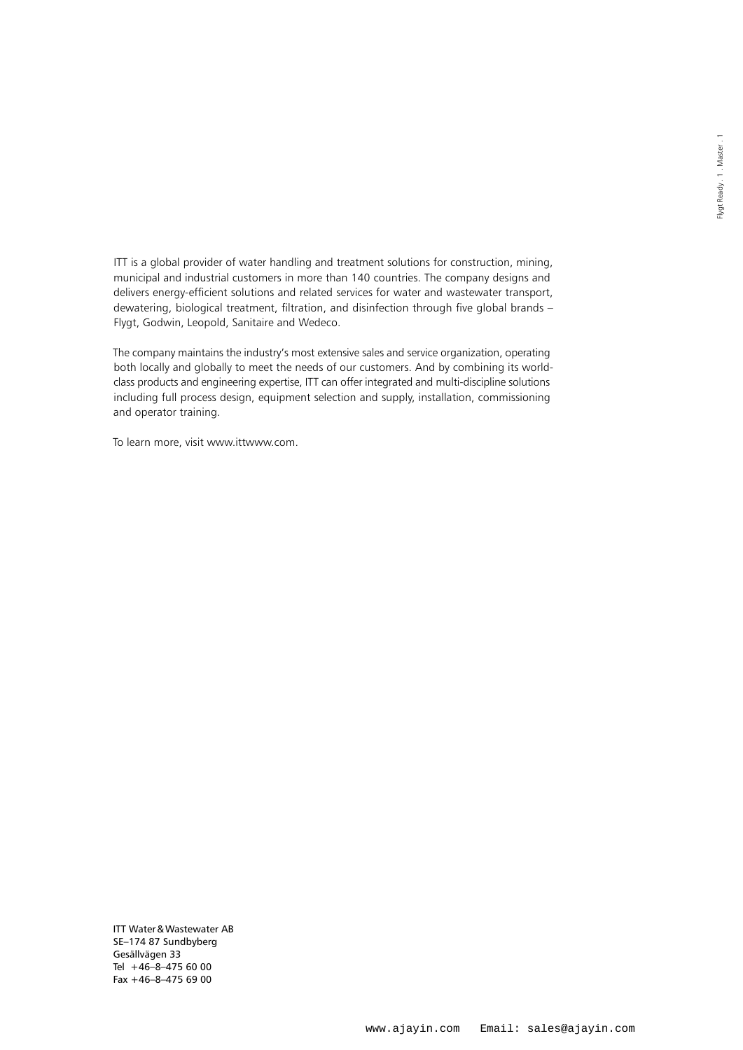ITT is a global provider of water handling and treatment solutions for construction, mining, municipal and industrial customers in more than 140 countries. The company designs and delivers energy-efficient solutions and related services for water and wastewater transport, dewatering, biological treatment, filtration, and disinfection through five global brands – Flygt, Godwin, Leopold, Sanitaire and Wedeco.

The company maintains the industry's most extensive sales and service organization, operating both locally and globally to meet the needs of our customers. And by combining its world-class products and engineering expertise, ITT can offer integrated and multi-discipline solutions including full process design, equipment selection and supply, installation, commissioning and operator training.

To learn more, visit www.ittwww.com.

ITT Water & Wastewater AB
SE–174 87 Sundbyberg
Gesällvägen 33
Tel +46–8–475 60 00
Fax +46–8–475 69 00